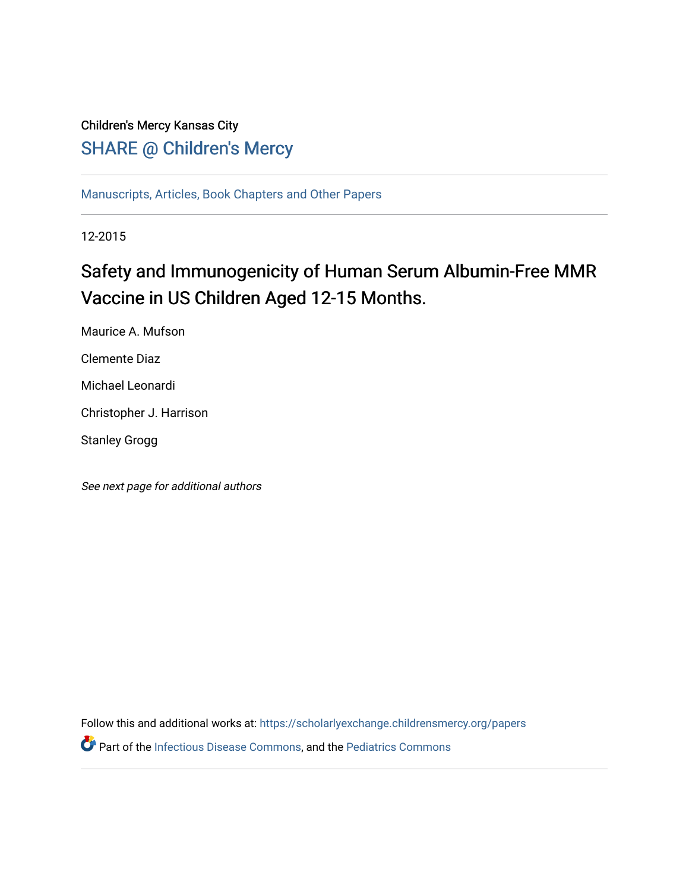Children's Mercy Kansas City

SHARE @ Children's Mercy

Manuscripts, Articles, Book Chapters and Other Papers

12-2015

# Safety and Immunogenicity of Human Serum Albumin-Free MMR Vaccine in US Children Aged 12-15 Months.

Maurice A. Mufson

Clemente Diaz

Michael Leonardi

Christopher J. Harrison

Stanley Grogg

*See next page for additional authors*

Follow this and additional works at: https://scholarlyexchange.childrensmercy.org/papers

Part of the Infectious Disease Commons, and the Pediatrics Commons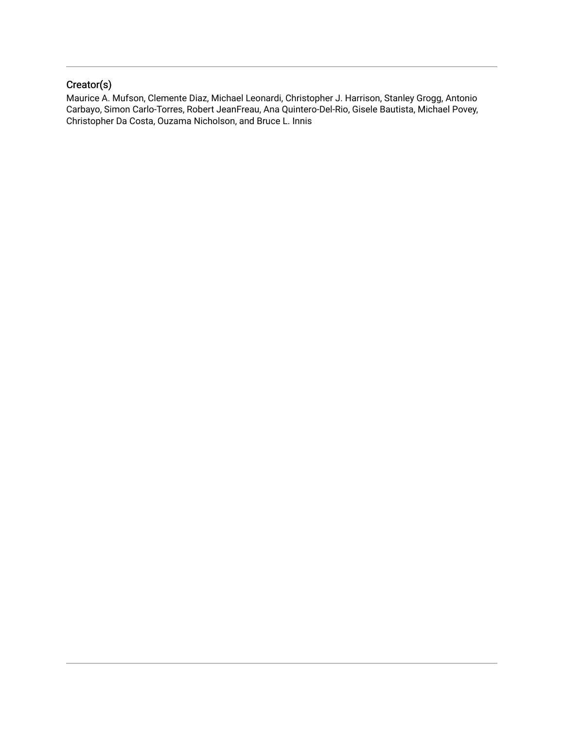## Creator(s)

Maurice A. Mufson, Clemente Diaz, Michael Leonardi, Christopher J. Harrison, Stanley Grogg, Antonio Carbayo, Simon Carlo-Torres, Robert JeanFreau, Ana Quintero-Del-Rio, Gisele Bautista, Michael Povey, Christopher Da Costa, Ouzama Nicholson, and Bruce L. Innis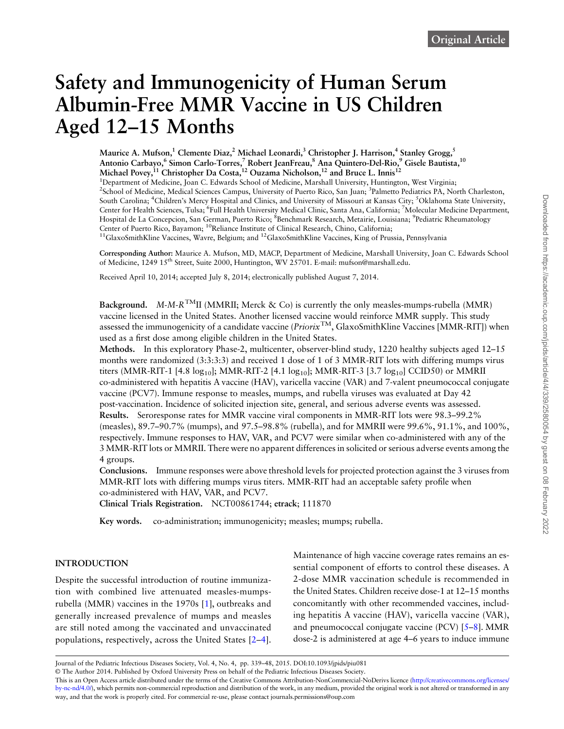# Safety and Immunogenicity of Human Serum Albumin-Free MMR Vaccine in US Children Aged 12–15 Months

**Maurice A. Mufson,[1] Clemente Diaz,[2] Michael Leonardi,[3] Christopher J. Harrison,[4] Stanley Grogg,[5] Antonio Carbayo,[6] Simon Carlo-Torres,[7] Robert JeanFreau,[8] Ana Quintero-Del-Rio,[9] Gisele Bautista,[10] Michael Povey,[11] Christopher Da Costa,[12] Ouzama Nicholson,[12] and Bruce L. Innis[12]**

[1]Department of Medicine, Joan C. Edwards School of Medicine, Marshall University, Huntington, West Virginia; [2]School of Medicine, Medical Sciences Campus, University of Puerto Rico, San Juan; [3]Palmetto Pediatrics PA, North Charleston, South Carolina; [4]Children's Mercy Hospital and Clinics, and University of Missouri at Kansas City; [5]Oklahoma State University, Center for Health Sciences, Tulsa; [6]Full Health University Medical Clinic, Santa Ana, California; [7]Molecular Medicine Department, Hospital de La Concepcion, San German, Puerto Rico; [8]Benchmark Research, Metairie, Louisiana; [9]Pediatric Rheumatology Center of Puerto Rico, Bayamon; [10]Reliance Institute of Clinical Research, Chino, California; [11]GlaxoSmithKline Vaccines, Wavre, Belgium; and [12]GlaxoSmithKline Vaccines, King of Prussia, Pennsylvania

**Corresponding Author:** Maurice A. Mufson, MD, MACP, Department of Medicine, Marshall University, Joan C. Edwards School of Medicine, 1249 15th Street, Suite 2000, Huntington, WV 25701. E-mail: mufson@marshall.edu.

Received April 10, 2014; accepted July 8, 2014; electronically published August 7, 2014.

**Background.** *M-M-R*™II (MMRII; Merck & Co) is currently the only measles-mumps-rubella (MMR) vaccine licensed in the United States. Another licensed vaccine would reinforce MMR supply. This study assessed the immunogenicity of a candidate vaccine (*Priorix*™, GlaxoSmithKline Vaccines [MMR-RIT]) when used as a first dose among eligible children in the United States.

**Methods.** In this exploratory Phase-2, multicenter, observer-blind study, 1220 healthy subjects aged 12–15 months were randomized (3:3:3:3) and received 1 dose of 1 of 3 MMR-RIT lots with differing mumps virus titers (MMR-RIT-1 [4.8 $\log_{10}$]; MMR-RIT-2 [4.1 $\log_{10}$]; MMR-RIT-3 [3.7 $\log_{10}$] CCID50) or MMRII co-administered with hepatitis A vaccine (HAV), varicella vaccine (VAR) and 7-valent pneumococcal conjugate vaccine (PCV7). Immune response to measles, mumps, and rubella viruses was evaluated at Day 42 post-vaccination. Incidence of solicited injection site, general, and serious adverse events was assessed.

**Results.** Seroresponse rates for MMR vaccine viral components in MMR-RIT lots were 98.3–99.2% (measles), 89.7–90.7% (mumps), and 97.5–98.8% (rubella), and for MMRII were 99.6%, 91.1%, and 100%, respectively. Immune responses to HAV, VAR, and PCV7 were similar when co-administered with any of the 3 MMR-RIT lots or MMRII. There were no apparent differences in solicited or serious adverse events among the 4 groups.

**Conclusions.** Immune responses were above threshold levels for projected protection against the 3 viruses from MMR-RIT lots with differing mumps virus titers. MMR-RIT had an acceptable safety profile when co-administered with HAV, VAR, and PCV7.

**Clinical Trials Registration.** NCT00861744; **etrack**; 111870

**Key words.** co-administration; immunogenicity; measles; mumps; rubella.

## INTRODUCTION

Despite the successful introduction of routine immunization with combined live attenuated measles-mumps-rubella (MMR) vaccines in the 1970s [1], outbreaks and generally increased prevalence of mumps and measles are still noted among the vaccinated and unvaccinated populations, respectively, across the United States [2–4]. Maintenance of high vaccine coverage rates remains an essential component of efforts to control these diseases. A 2-dose MMR vaccination schedule is recommended in the United States. Children receive dose-1 at 12–15 months concomitantly with other recommended vaccines, including hepatitis A vaccine (HAV), varicella vaccine (VAR), and pneumococcal conjugate vaccine (PCV) [5–8]. MMR dose-2 is administered at age 4–6 years to induce immune

© The Author 2014. Published by Oxford University Press on behalf of the Pediatric Infectious Diseases Society.

This is an Open Access article distributed under the terms of the Creative Commons Attribution-NonCommercial-NoDerivs licence (http://creativecommons.org/licenses/by-nc-nd/4.0/), which permits non-commercial reproduction and distribution of the work, in any medium, provided the original work is not altered or transformed in any way, and that the work is properly cited. For commercial re-use, please contact journals.permissions@oup.com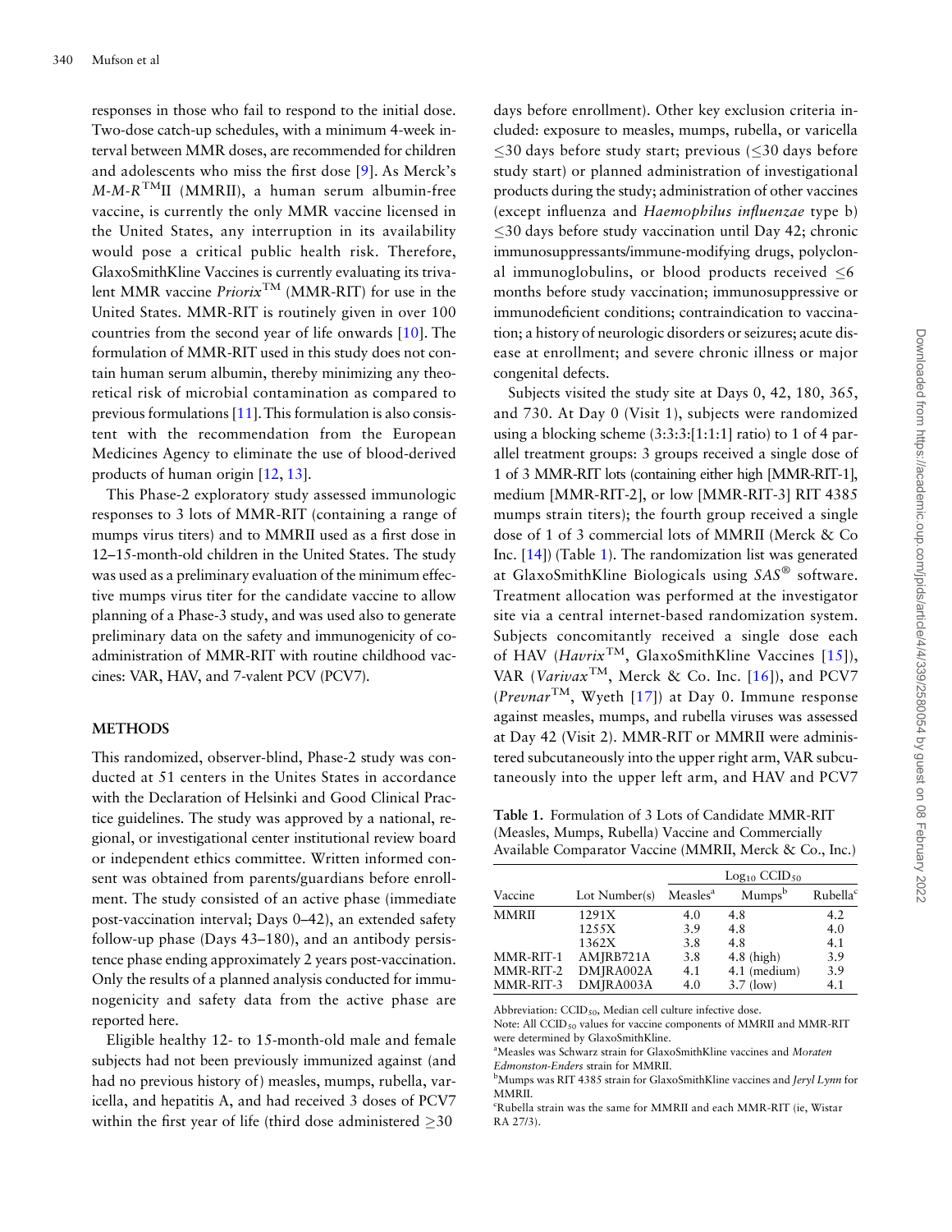responses in those who fail to respond to the initial dose. Two-dose catch-up schedules, with a minimum 4-week interval between MMR doses, are recommended for children and adolescents who miss the first dose [9]. As Merck's *M-M-R*™II (MMRII), a human serum albumin-free vaccine, is currently the only MMR vaccine licensed in the United States, any interruption in its availability would pose a critical public health risk. Therefore, GlaxoSmithKline Vaccines is currently evaluating its trivalent MMR vaccine *Priorix*™ (MMR-RIT) for use in the United States. MMR-RIT is routinely given in over 100 countries from the second year of life onwards [10]. The formulation of MMR-RIT used in this study does not contain human serum albumin, thereby minimizing any theoretical risk of microbial contamination as compared to previous formulations [11]. This formulation is also consistent with the recommendation from the European Medicines Agency to eliminate the use of blood-derived products of human origin [12, 13].

This Phase-2 exploratory study assessed immunologic responses to 3 lots of MMR-RIT (containing a range of mumps virus titers) and to MMRII used as a first dose in 12–15-month-old children in the United States. The study was used as a preliminary evaluation of the minimum effective mumps virus titer for the candidate vaccine to allow planning of a Phase-3 study, and was used also to generate preliminary data on the safety and immunogenicity of co-administration of MMR-RIT with routine childhood vaccines: VAR, HAV, and 7-valent PCV (PCV7).

## METHODS

This randomized, observer-blind, Phase-2 study was conducted at 51 centers in the Unites States in accordance with the Declaration of Helsinki and Good Clinical Practice guidelines. The study was approved by a national, regional, or investigational center institutional review board or independent ethics committee. Written informed consent was obtained from parents/guardians before enrollment. The study consisted of an active phase (immediate post-vaccination interval; Days 0–42), an extended safety follow-up phase (Days 43–180), and an antibody persistence phase ending approximately 2 years post-vaccination. Only the results of a planned analysis conducted for immunogenicity and safety data from the active phase are reported here.

Eligible healthy 12- to 15-month-old male and female subjects had not been previously immunized against (and had no previous history of) measles, mumps, rubella, varicella, and hepatitis A, and had received 3 doses of PCV7 within the first year of life (third dose administered ≥30 days before enrollment). Other key exclusion criteria included: exposure to measles, mumps, rubella, or varicella ≤30 days before study start; previous (≤30 days before study start) or planned administration of investigational products during the study; administration of other vaccines (except influenza and *Haemophilus influenzae* type b) ≤30 days before study vaccination until Day 42; chronic immunosuppressants/immune-modifying drugs, polyclonal immunoglobulins, or blood products received ≤6 months before study vaccination; immunosuppressive or immunodeficient conditions; contraindication to vaccination; a history of neurologic disorders or seizures; acute disease at enrollment; and severe chronic illness or major congenital defects.

Subjects visited the study site at Days 0, 42, 180, 365, and 730. At Day 0 (Visit 1), subjects were randomized using a blocking scheme (3:3:3:[1:1:1] ratio) to 1 of 4 parallel treatment groups: 3 groups received a single dose of 1 of 3 MMR-RIT lots (containing either high [MMR-RIT-1], medium [MMR-RIT-2], or low [MMR-RIT-3] RIT 4385 mumps strain titers); the fourth group received a single dose of 1 of 3 commercial lots of MMRII (Merck & Co Inc. [14]) (Table 1). The randomization list was generated at GlaxoSmithKline Biologicals using *SAS*® software. Treatment allocation was performed at the investigator site via a central internet-based randomization system. Subjects concomitantly received a single dose each of HAV (*Havrix*™, GlaxoSmithKline Vaccines [15]), VAR (*Varivax*™, Merck & Co. Inc. [16]), and PCV7 (*Prevnar*™, Wyeth [17]) at Day 0. Immune response against measles, mumps, and rubella viruses was assessed at Day 42 (Visit 2). MMR-RIT or MMRII were administered subcutaneously into the upper right arm, VAR subcutaneously into the upper left arm, and HAV and PCV7

**Table 1.** Formulation of 3 Lots of Candidate MMR-RIT (Measles, Mumps, Rubella) Vaccine and Commercially Available Comparator Vaccine (MMRII, Merck & Co., Inc.)

| Vaccine | Lot Number(s) | $Log_{10}$ $CCID_{50}$ | | |
|---|---|---|---|---|
| | | Measles[a] | Mumps[b] | Rubella[c] |
| MMRII | 1291X | 4.0 | 4.8 | 4.2 |
| | 1255X | 3.9 | 4.8 | 4.0 |
| | 1362X | 3.8 | 4.8 | 4.1 |
| MMR-RIT-1 | AMJRB721A | 3.8 | 4.8 (high) | 3.9 |
| MMR-RIT-2 | DMJRA002A | 4.1 | 4.1 (medium) | 3.9 |
| MMR-RIT-3 | DMJRA003A | 4.0 | 3.7 (low) | 4.1 |

Abbreviation: $CCID_{50}$, Median cell culture infective dose.

Note: All $CCID_{50}$ values for vaccine components of MMRII and MMR-RIT were determined by GlaxoSmithKline.

[a]Measles was Schwarz strain for GlaxoSmithKline vaccines and *Moraten Edmonston-Enders* strain for MMRII.

[b]Mumps was RIT 4385 strain for GlaxoSmithKline vaccines and *Jeryl Lynn* for MMRII.

[c]Rubella strain was the same for MMRII and each MMR-RIT (ie, Wistar RA 27/3).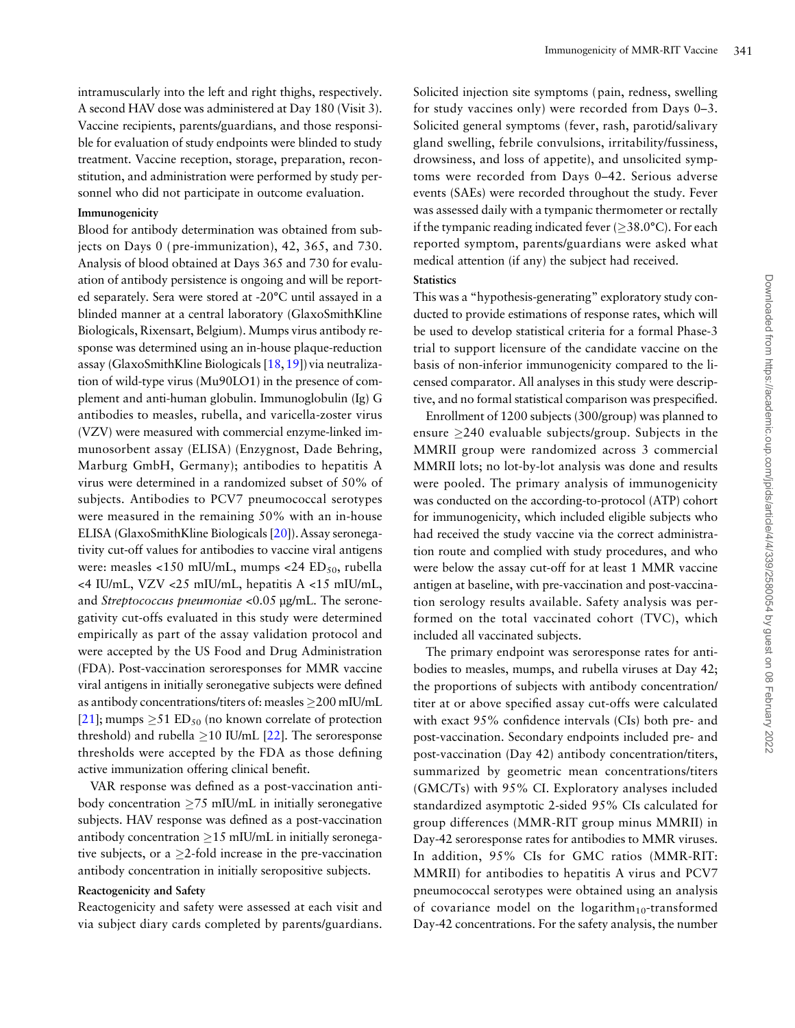intramuscularly into the left and right thighs, respectively. A second HAV dose was administered at Day 180 (Visit 3). Vaccine recipients, parents/guardians, and those responsible for evaluation of study endpoints were blinded to study treatment. Vaccine reception, storage, preparation, reconstitution, and administration were performed by study personnel who did not participate in outcome evaluation.

### Immunogenicity

Blood for antibody determination was obtained from subjects on Days 0 (pre-immunization), 42, 365, and 730. Analysis of blood obtained at Days 365 and 730 for evaluation of antibody persistence is ongoing and will be reported separately. Sera were stored at -20°C until assayed in a blinded manner at a central laboratory (GlaxoSmithKline Biologicals, Rixensart, Belgium). Mumps virus antibody response was determined using an in-house plaque-reduction assay (GlaxoSmithKline Biologicals [18, 19]) via neutralization of wild-type virus (Mu90LO1) in the presence of complement and anti-human globulin. Immunoglobulin (Ig) G antibodies to measles, rubella, and varicella-zoster virus (VZV) were measured with commercial enzyme-linked immunosorbent assay (ELISA) (Enzygnost, Dade Behring, Marburg GmbH, Germany); antibodies to hepatitis A virus were determined in a randomized subset of 50% of subjects. Antibodies to PCV7 pneumococcal serotypes were measured in the remaining 50% with an in-house ELISA (GlaxoSmithKline Biologicals [20]). Assay seronegativity cut-off values for antibodies to vaccine viral antigens were: measles <150 mIU/mL, mumps <24 $ED_{50}$, rubella <4 IU/mL, VZV <25 mIU/mL, hepatitis A <15 mIU/mL, and *Streptococcus pneumoniae* <0.05 μg/mL. The seronegativity cut-offs evaluated in this study were determined empirically as part of the assay validation protocol and were accepted by the US Food and Drug Administration (FDA). Post-vaccination seroresponses for MMR vaccine viral antigens in initially seronegative subjects were defined as antibody concentrations/titers of: measles ≥200 mIU/mL [21]; mumps ≥51 $ED_{50}$ (no known correlate of protection threshold) and rubella ≥10 IU/mL [22]. The seroresponse thresholds were accepted by the FDA as those defining active immunization offering clinical benefit.

VAR response was defined as a post-vaccination antibody concentration ≥75 mIU/mL in initially seronegative subjects. HAV response was defined as a post-vaccination antibody concentration ≥15 mIU/mL in initially seronegative subjects, or a ≥2-fold increase in the pre-vaccination antibody concentration in initially seropositive subjects.

### Reactogenicity and Safety

Reactogenicity and safety were assessed at each visit and via subject diary cards completed by parents/guardians. Solicited injection site symptoms (pain, redness, swelling for study vaccines only) were recorded from Days 0–3. Solicited general symptoms (fever, rash, parotid/salivary gland swelling, febrile convulsions, irritability/fussiness, drowsiness, and loss of appetite), and unsolicited symptoms were recorded from Days 0–42. Serious adverse events (SAEs) were recorded throughout the study. Fever was assessed daily with a tympanic thermometer or rectally if the tympanic reading indicated fever (≥38.0°C). For each reported symptom, parents/guardians were asked what medical attention (if any) the subject had received.

### Statistics

This was a "hypothesis-generating" exploratory study conducted to provide estimations of response rates, which will be used to develop statistical criteria for a formal Phase-3 trial to support licensure of the candidate vaccine on the basis of non-inferior immunogenicity compared to the licensed comparator. All analyses in this study were descriptive, and no formal statistical comparison was prespecified.

Enrollment of 1200 subjects (300/group) was planned to ensure ≥240 evaluable subjects/group. Subjects in the MMRII group were randomized across 3 commercial MMRII lots; no lot-by-lot analysis was done and results were pooled. The primary analysis of immunogenicity was conducted on the according-to-protocol (ATP) cohort for immunogenicity, which included eligible subjects who had received the study vaccine via the correct administration route and complied with study procedures, and who were below the assay cut-off for at least 1 MMR vaccine antigen at baseline, with pre-vaccination and post-vaccination serology results available. Safety analysis was performed on the total vaccinated cohort (TVC), which included all vaccinated subjects.

The primary endpoint was seroresponse rates for antibodies to measles, mumps, and rubella viruses at Day 42; the proportions of subjects with antibody concentration/titer at or above specified assay cut-offs were calculated with exact 95% confidence intervals (CIs) both pre- and post-vaccination. Secondary endpoints included pre- and post-vaccination (Day 42) antibody concentration/titers, summarized by geometric mean concentrations/titers (GMC/Ts) with 95% CI. Exploratory analyses included standardized asymptotic 2-sided 95% CIs calculated for group differences (MMR-RIT group minus MMRII) in Day-42 seroresponse rates for antibodies to MMR viruses. In addition, 95% CIs for GMC ratios (MMR-RIT: MMRII) for antibodies to hepatitis A virus and PCV7 pneumococcal serotypes were obtained using an analysis of covariance model on the $\text{logarithm}_{10}$-transformed Day-42 concentrations. For the safety analysis, the number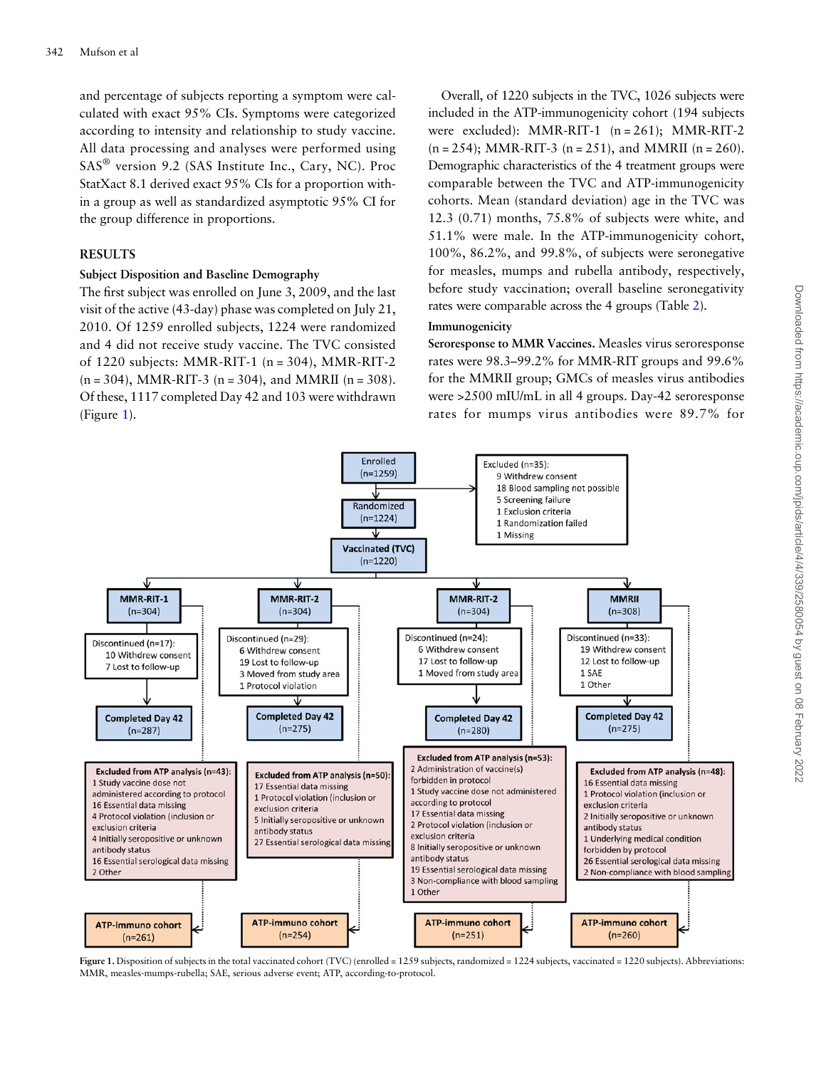and percentage of subjects reporting a symptom were calculated with exact 95% CIs. Symptoms were categorized according to intensity and relationship to study vaccine. All data processing and analyses were performed using SAS® version 9.2 (SAS Institute Inc., Cary, NC). Proc StatXact 8.1 derived exact 95% CIs for a proportion within a group as well as standardized asymptotic 95% CI for the group difference in proportions.

## RESULTS

### Subject Disposition and Baseline Demography

The first subject was enrolled on June 3, 2009, and the last visit of the active (43-day) phase was completed on July 21, 2010. Of 1259 enrolled subjects, 1224 were randomized and 4 did not receive study vaccine. The TVC consisted of 1220 subjects: MMR-RIT-1 (n = 304), MMR-RIT-2 (n = 304), MMR-RIT-3 (n = 304), and MMRII (n = 308). Of these, 1117 completed Day 42 and 103 were withdrawn (Figure 1).

Overall, of 1220 subjects in the TVC, 1026 subjects were included in the ATP-immunogenicity cohort (194 subjects were excluded): MMR-RIT-1 (n = 261); MMR-RIT-2 (n = 254); MMR-RIT-3 (n = 251), and MMRII (n = 260). Demographic characteristics of the 4 treatment groups were comparable between the TVC and ATP-immunogenicity cohorts. Mean (standard deviation) age in the TVC was 12.3 (0.71) months, 75.8% of subjects were white, and 51.1% were male. In the ATP-immunogenicity cohort, 100%, 86.2%, and 99.8%, of subjects were seronegative for measles, mumps and rubella antibody, respectively, before study vaccination; overall baseline seronegativity rates were comparable across the 4 groups (Table 2).

### Immunogenicity

**Seroresponse to MMR Vaccines.** Measles virus seroresponse rates were 98.3–99.2% for MMR-RIT groups and 99.6% for the MMRII group; GMCs of measles virus antibodies were >2500 mIU/mL in all 4 groups. Day-42 seroresponse rates for mumps virus antibodies were 89.7% for

Figure 1. Disposition of subjects in the total vaccinated cohort (TVC) (enrolled = 1259 subjects, randomized = 1224 subjects, vaccinated = 1220 subjects). Abbreviations: MMR, measles-mumps-rubella; SAE, serious adverse event; ATP, according-to-protocol.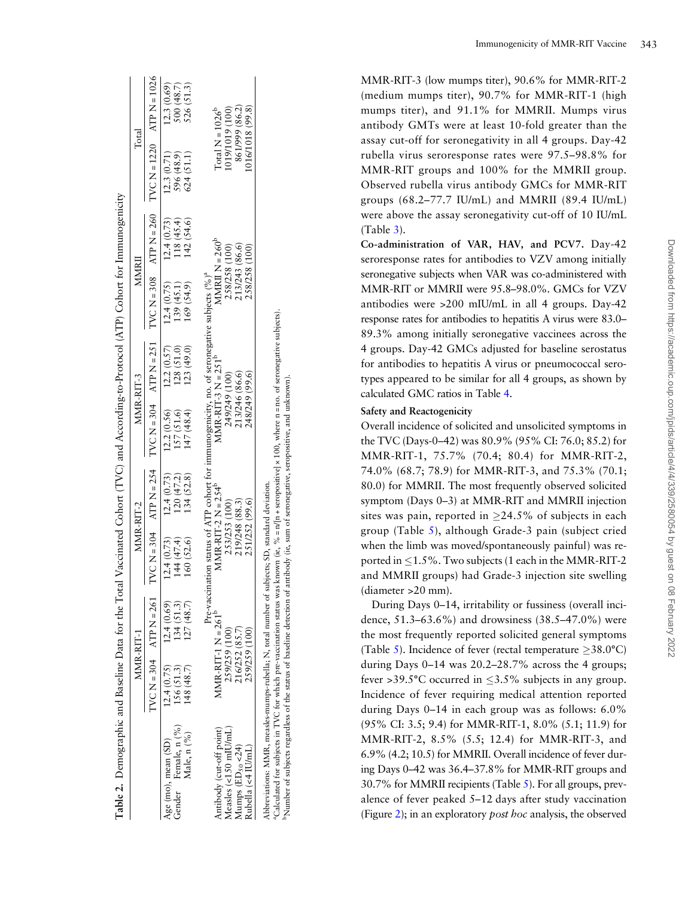**Table 2.** Demographic and Baseline Data for the Total Vaccinated Cohort (TVC) and According-to-Protocol (ATP) Cohort for Immunogenicity

| | MMR-RIT-1 | | MMR-RIT-2 | | MMR-RIT-3 | | MMRII | | Total | |
|---|---|---|---|---|---|---|---|---|---|---|
| | TVC N = 304 | ATP N = 261 | TVC N = 304 | ATP N = 254 | TVC N = 304 | ATP N = 251 | TVC N = 308 | ATP N = 260 | TVC N = 1220 | ATP N = 1026 |
| Age (mo), mean (SD) | 12.4 (0.75) | 12.4 (0.69) | 12.4 (0.73) | 12.4 (0.73) | 12.2 (0.56) | 12.2 (0.57) | 12.4 (0.75) | 12.4 (0.73) | 12.3 (0.71) | 12.3 (0.69) |
| Gender Female, n (%) | 156 (51.3) | 134 (51.3) | 144 (47.4) | 120 (47.2) | 157 (51.6) | 128 (51.0) | 139 (45.1) | 118 (45.4) | 596 (48.9) | 500 (48.7) |
| Male, n (%) | 148 (48.7) | 127 (48.7) | 160 (52.6) | 134 (52.8) | 147 (48.4) | 123 (49.0) | 169 (54.9) | 142 (54.6) | 624 (51.1) | 526 (51.3) |
| | Pre-vaccination status of ATP cohort for immunogenicity, no. of seronegative subjects (%)[a] | | | | | | | | | |
| Antibody (cut-off point) | MMR-RIT-1 N = 261[b] | | MMR-RIT-2 N = 254[b] | | MMR-RIT-3 N = 251[b] | | MMRII N = 260[b] | | Total N = 1026[b] | |
| Measles (<150 mIU/mL) | 259/259 (100) | | 253/253 (100) | | 249/249 (100) | | 258/258 (100) | | 1019/1019 (100) | |
| Mumps ($ED_{50}$ <24) | 216/252 (85.7) | | 219/248 (88.3) | | 213/246 (86.6) | | 213/243 (86.6) | | 861/999 (86.2) | |
| Rubella (<4 IU/mL) | 259/259 (100) | | 251/252 (99.6) | | 248/249 (99.6) | | 258/258 (100) | | 1016/1018 (99.8) | |

Abbreviations: MMR, measles-mumps-rubella; N, total number of subjects; SD, standard deviation.
[a]Calculated for subjects in TVC for which pre-vaccination status was known (ie, % = n/[n + seropositive] × 100, where n = no. of seronegative subjects).
[b]Number of subjects regardless of the status of baseline detection of antibody (ie, sum of seronegative, seropositive, and unknown).

MMR-RIT-3 (low mumps titer), 90.6% for MMR-RIT-2 (medium mumps titer), 90.7% for MMR-RIT-1 (high mumps titer), and 91.1% for MMRII. Mumps virus antibody GMTs were at least 10-fold greater than the assay cut-off for seronegativity in all 4 groups. Day-42 rubella virus seroresponse rates were 97.5–98.8% for MMR-RIT groups and 100% for the MMRII group. Observed rubella virus antibody GMCs for MMR-RIT groups (68.2–77.7 IU/mL) and MMRII (89.4 IU/mL) were above the assay seronegativity cut-off of 10 IU/mL (Table 3).

**Co-administration of VAR, HAV, and PCV7.** Day-42 seroresponse rates for antibodies to VZV among initially seronegative subjects when VAR was co-administered with MMR-RIT or MMRII were 95.8–98.0%. GMCs for VZV antibodies were >200 mIU/mL in all 4 groups. Day-42 response rates for antibodies to hepatitis A virus were 83.0–89.3% among initially seronegative vaccinees across the 4 groups. Day-42 GMCs adjusted for baseline serostatus for antibodies to hepatitis A virus or pneumococcal serotypes appeared to be similar for all 4 groups, as shown by calculated GMC ratios in Table 4.

### Safety and Reactogenicity

Overall incidence of solicited and unsolicited symptoms in the TVC (Days-0–42) was 80.9% (95% CI: 76.0; 85.2) for MMR-RIT-1, 75.7% (70.4; 80.4) for MMR-RIT-2, 74.0% (68.7; 78.9) for MMR-RIT-3, and 75.3% (70.1; 80.0) for MMRII. The most frequently observed solicited symptom (Days 0–3) at MMR-RIT and MMRII injection sites was pain, reported in ≥24.5% of subjects in each group (Table 5), although Grade-3 pain (subject cried when the limb was moved/spontaneously painful) was reported in ≤1.5%. Two subjects (1 each in the MMR-RIT-2 and MMRII groups) had Grade-3 injection site swelling (diameter >20 mm).

During Days 0–14, irritability or fussiness (overall incidence, 51.3–63.6%) and drowsiness (38.5–47.0%) were the most frequently reported solicited general symptoms (Table 5). Incidence of fever (rectal temperature ≥38.0°C) during Days 0–14 was 20.2–28.7% across the 4 groups; fever >39.5°C occurred in ≤3.5% subjects in any group. Incidence of fever requiring medical attention reported during Days 0–14 in each group was as follows: 6.0% (95% CI: 3.5; 9.4) for MMR-RIT-1, 8.0% (5.1; 11.9) for MMR-RIT-2, 8.5% (5.5; 12.4) for MMR-RIT-3, and 6.9% (4.2; 10.5) for MMRII. Overall incidence of fever during Days 0–42 was 36.4–37.8% for MMR-RIT groups and 30.7% for MMRII recipients (Table 5). For all groups, prevalence of fever peaked 5–12 days after study vaccination (Figure 2); in an exploratory *post hoc* analysis, the observed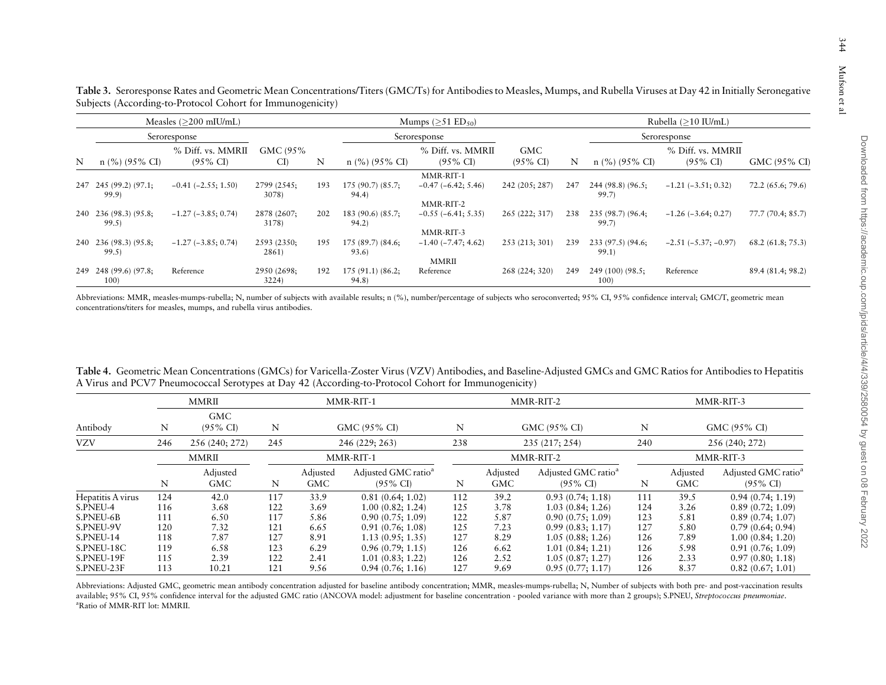**Table 3.** Seroresponse Rates and Geometric Mean Concentrations/Titers (GMC/Ts) for Antibodies to Measles, Mumps, and Rubella Viruses at Day 42 in Initially Seronegative Subjects (According-to-Protocol Cohort for Immunogenicity)

| Measles (≥200 mIU/mL) | | | | Mumps (≥51 $ED_{50}$) | | | | Rubella (≥10 IU/mL) | | | |
|---|---|---|---|---|---|---|---|---|---|---|---|
| | Seroresponse | | | | Seroresponse | | | | Seroresponse | | |
| N | n (%) (95% CI) | % Diff. vs. MMRII (95% CI) | GMC (95% CI) | N | n (%) (95% CI) | % Diff. vs. MMRII (95% CI) | GMC (95% CI) | N | n (%) (95% CI) | % Diff. vs. MMRII (95% CI) | GMC (95% CI) |
| | | | | | | MMR-RIT-1 | | | | | |
| 247 | 245 (99.2) (97.1; 99.9) | −0.41 (−2.55; 1.50) | 2799 (2545; 3078) | 193 | 175 (90.7) (85.7; 94.4) | −0.47 (−6.42; 5.46) | 242 (205; 287) | 247 | 244 (98.8) (96.5; 99.7) | −1.21 (−3.51; 0.32) | 72.2 (65.6; 79.6) |
| | | | | | | MMR-RIT-2 | | | | | |
| 240 | 236 (98.3) (95.8; 99.5) | −1.27 (−3.85; 0.74) | 2878 (2607; 3178) | 202 | 183 (90.6) (85.7; 94.2) | −0.55 (−6.41; 5.35) | 265 (222; 317) | 238 | 235 (98.7) (96.4; 99.7) | −1.26 (−3.64; 0.27) | 77.7 (70.4; 85.7) |
| | | | | | | MMR-RIT-3 | | | | | |
| 240 | 236 (98.3) (95.8; 99.5) | −1.27 (−3.85; 0.74) | 2593 (2350; 2861) | 195 | 175 (89.7) (84.6; 93.6) | −1.40 (−7.47; 4.62) | 253 (213; 301) | 239 | 233 (97.5) (94.6; 99.1) | −2.51 (−5.37; −0.97) | 68.2 (61.8; 75.3) |
| | | | | | | MMRII | | | | | |
| 249 | 248 (99.6) (97.8; 100) | Reference | 2950 (2698; 3224) | 192 | 175 (91.1) (86.2; 94.8) | Reference | 268 (224; 320) | 249 | 249 (100) (98.5; 100) | Reference | 89.4 (81.4; 98.2) |

Abbreviations: MMR, measles-mumps-rubella; N, number of subjects with available results; n (%), number/percentage of subjects who seroconverted; 95% CI, 95% confidence interval; GMC/T, geometric mean concentrations/titers for measles, mumps, and rubella virus antibodies.

**Table 4.** Geometric Mean Concentrations (GMCs) for Varicella-Zoster Virus (VZV) Antibodies, and Baseline-Adjusted GMCs and GMC Ratios for Antibodies to Hepatitis A Virus and PCV7 Pneumococcal Serotypes at Day 42 (According-to-Protocol Cohort for Immunogenicity)

| | MMRII | | MMR-RIT-1 | | | MMR-RIT-2 | | | MMR-RIT-3 | | |
|---|---|---|---|---|---|---|---|---|---|---|---|
| Antibody | N | GMC (95% CI) | N | GMC (95% CI) | | N | GMC (95% CI) | | N | GMC (95% CI) | |
| VZV | 246 | 256 (240; 272) | 245 | 246 (229; 263) | | 238 | 235 (217; 254) | | 240 | 256 (240; 272) | |
| | MMRII | | MMR-RIT-1 | | | MMR-RIT-2 | | | MMR-RIT-3 | | |
| | N | Adjusted GMC | N | Adjusted GMC | Adjusted GMC ratio[a] (95% CI) | N | Adjusted GMC | Adjusted GMC ratio[a] (95% CI) | N | Adjusted GMC | Adjusted GMC ratio[a] (95% CI) |
| Hepatitis A virus | 124 | 42.0 | 117 | 33.9 | 0.81 (0.64; 1.02) | 112 | 39.2 | 0.93 (0.74; 1.18) | 111 | 39.5 | 0.94 (0.74; 1.19) |
| S.PNEU-4 | 116 | 3.68 | 122 | 3.69 | 1.00 (0.82; 1.24) | 125 | 3.78 | 1.03 (0.84; 1.26) | 124 | 3.26 | 0.89 (0.72; 1.09) |
| S.PNEU-6B | 111 | 6.50 | 117 | 5.86 | 0.90 (0.75; 1.09) | 122 | 5.87 | 0.90 (0.75; 1.09) | 123 | 5.81 | 0.89 (0.74; 1.07) |
| S.PNEU-9V | 120 | 7.32 | 121 | 6.65 | 0.91 (0.76; 1.08) | 125 | 7.23 | 0.99 (0.83; 1.17) | 127 | 5.80 | 0.79 (0.64; 0.94) |
| S.PNEU-14 | 118 | 7.87 | 127 | 8.91 | 1.13 (0.95; 1.35) | 127 | 8.29 | 1.05 (0.88; 1.26) | 126 | 7.89 | 1.00 (0.84; 1.20) |
| S.PNEU-18C | 119 | 6.58 | 123 | 6.29 | 0.96 (0.79; 1.15) | 126 | 6.62 | 1.01 (0.84; 1.21) | 126 | 5.98 | 0.91 (0.76; 1.09) |
| S.PNEU-19F | 115 | 2.39 | 122 | 2.41 | 1.01 (0.83; 1.22) | 126 | 2.52 | 1.05 (0.87; 1.27) | 126 | 2.33 | 0.97 (0.80; 1.18) |
| S.PNEU-23F | 113 | 10.21 | 121 | 9.56 | 0.94 (0.76; 1.16) | 127 | 9.69 | 0.95 (0.77; 1.17) | 126 | 8.37 | 0.82 (0.67; 1.01) |

Abbreviations: Adjusted GMC, geometric mean antibody concentration adjusted for baseline antibody concentration; MMR, measles-mumps-rubella; N, Number of subjects with both pre- and post-vaccination results available; 95% CI, 95% confidence interval for the adjusted GMC ratio (ANCOVA model: adjustment for baseline concentration - pooled variance with more than 2 groups); S.PNEU, *Streptococcus pneumoniae*.
[a]Ratio of MMR-RIT lot: MMRII.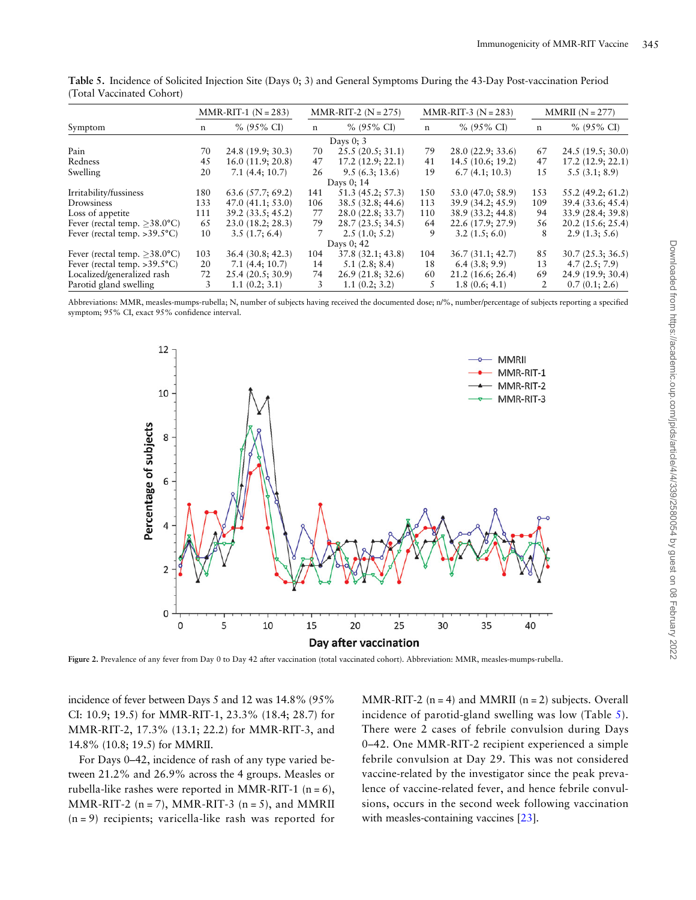**Table 5.** Incidence of Solicited Injection Site (Days 0; 3) and General Symptoms During the 43-Day Post-vaccination Period (Total Vaccinated Cohort)

| Symptom | MMR-RIT-1 (N = 283) | | MMR-RIT-2 (N = 275) | | MMR-RIT-3 (N = 283) | | MMRII (N = 277) | |
|---|---|---|---|---|---|---|---|---|
| | n | % (95% CI) | n | % (95% CI) | n | % (95% CI) | n | % (95% CI) |
| Days 0; 3 | | | | | | | | |
| Pain | 70 | 24.8 (19.9; 30.3) | 70 | 25.5 (20.5; 31.1) | 79 | 28.0 (22.9; 33.6) | 67 | 24.5 (19.5; 30.0) |
| Redness | 45 | 16.0 (11.9; 20.8) | 47 | 17.2 (12.9; 22.1) | 41 | 14.5 (10.6; 19.2) | 47 | 17.2 (12.9; 22.1) |
| Swelling | 20 | 7.1 (4.4; 10.7) | 26 | 9.5 (6.3; 13.6) | 19 | 6.7 (4.1; 10.3) | 15 | 5.5 (3.1; 8.9) |
| Days 0; 14 | | | | | | | | |
| Irritability/fussiness | 180 | 63.6 (57.7; 69.2) | 141 | 51.3 (45.2; 57.3) | 150 | 53.0 (47.0; 58.9) | 153 | 55.2 (49.2; 61.2) |
| Drowsiness | 133 | 47.0 (41.1; 53.0) | 106 | 38.5 (32.8; 44.6) | 113 | 39.9 (34.2; 45.9) | 109 | 39.4 (33.6; 45.4) |
| Loss of appetite | 111 | 39.2 (33.5; 45.2) | 77 | 28.0 (22.8; 33.7) | 110 | 38.9 (33.2; 44.8) | 94 | 33.9 (28.4; 39.8) |
| Fever (rectal temp. ≥38.0°C) | 65 | 23.0 (18.2; 28.3) | 79 | 28.7 (23.5; 34.5) | 64 | 22.6 (17.9; 27.9) | 56 | 20.2 (15.6; 25.4) |
| Fever (rectal temp. >39.5°C) | 10 | 3.5 (1.7; 6.4) | 7 | 2.5 (1.0; 5.2) | 9 | 3.2 (1.5; 6.0) | 8 | 2.9 (1.3; 5.6) |
| Days 0; 42 | | | | | | | | |
| Fever (rectal temp. ≥38.0°C) | 103 | 36.4 (30.8; 42.3) | 104 | 37.8 (32.1; 43.8) | 104 | 36.7 (31.1; 42.7) | 85 | 30.7 (25.3; 36.5) |
| Fever (rectal temp. >39.5°C) | 20 | 7.1 (4.4; 10.7) | 14 | 5.1 (2.8; 8.4) | 18 | 6.4 (3.8; 9.9) | 13 | 4.7 (2.5; 7.9) |
| Localized/generalized rash | 72 | 25.4 (20.5; 30.9) | 74 | 26.9 (21.8; 32.6) | 60 | 21.2 (16.6; 26.4) | 69 | 24.9 (19.9; 30.4) |
| Parotid gland swelling | 3 | 1.1 (0.2; 3.1) | 3 | 1.1 (0.2; 3.2) | 5 | 1.8 (0.6; 4.1) | 2 | 0.7 (0.1; 2.6) |

Abbreviations: MMR, measles-mumps-rubella; N, number of subjects having received the documented dose; n/%, number/percentage of subjects reporting a specified symptom; 95% CI, exact 95% confidence interval.

**Figure 2.** Prevalence of any fever from Day 0 to Day 42 after vaccination (total vaccinated cohort). Abbreviation: MMR, measles-mumps-rubella.

incidence of fever between Days 5 and 12 was 14.8% (95% CI: 10.9; 19.5) for MMR-RIT-1, 23.3% (18.4; 28.7) for MMR-RIT-2, 17.3% (13.1; 22.2) for MMR-RIT-3, and 14.8% (10.8; 19.5) for MMRII.

For Days 0–42, incidence of rash of any type varied between 21.2% and 26.9% across the 4 groups. Measles or rubella-like rashes were reported in MMR-RIT-1 (n = 6), MMR-RIT-2 (n = 7), MMR-RIT-3 (n = 5), and MMRII (n = 9) recipients; varicella-like rash was reported for MMR-RIT-2 (n = 4) and MMRII (n = 2) subjects. Overall incidence of parotid-gland swelling was low (Table 5). There were 2 cases of febrile convulsion during Days 0–42. One MMR-RIT-2 recipient experienced a simple febrile convulsion at Day 29. This was not considered vaccine-related by the investigator since the peak prevalence of vaccine-related fever, and hence febrile convulsions, occurs in the second week following vaccination with measles-containing vaccines [23].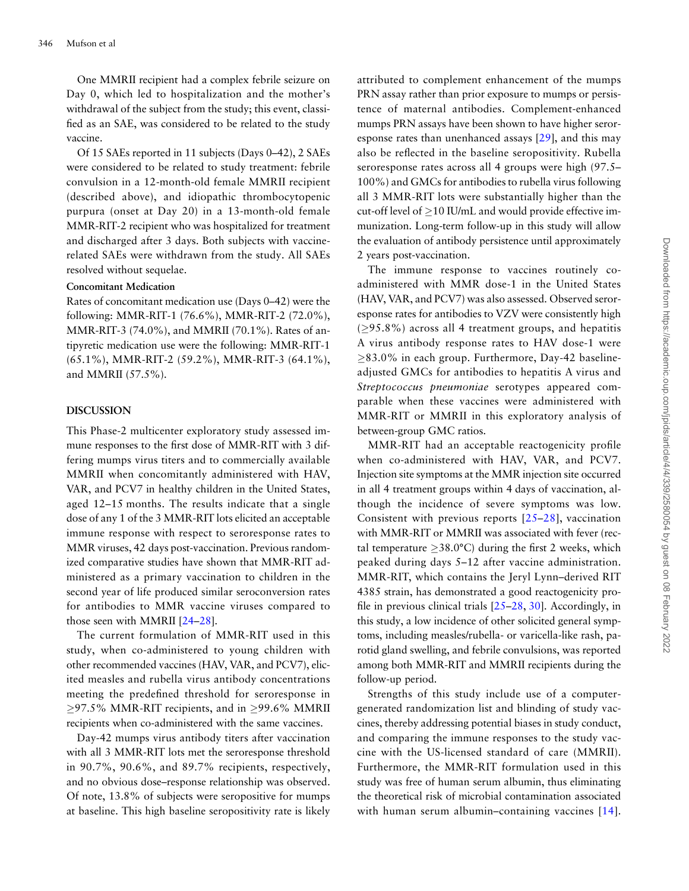One MMRII recipient had a complex febrile seizure on Day 0, which led to hospitalization and the mother's withdrawal of the subject from the study; this event, classified as an SAE, was considered to be related to the study vaccine.

Of 15 SAEs reported in 11 subjects (Days 0–42), 2 SAEs were considered to be related to study treatment: febrile convulsion in a 12-month-old female MMRII recipient (described above), and idiopathic thrombocytopenic purpura (onset at Day 20) in a 13-month-old female MMR-RIT-2 recipient who was hospitalized for treatment and discharged after 3 days. Both subjects with vaccine-related SAEs were withdrawn from the study. All SAEs resolved without sequelae.

### Concomitant Medication

Rates of concomitant medication use (Days 0–42) were the following: MMR-RIT-1 (76.6%), MMR-RIT-2 (72.0%), MMR-RIT-3 (74.0%), and MMRII (70.1%). Rates of antipyretic medication use were the following: MMR-RIT-1 (65.1%), MMR-RIT-2 (59.2%), MMR-RIT-3 (64.1%), and MMRII (57.5%).

## DISCUSSION

This Phase-2 multicenter exploratory study assessed immune responses to the first dose of MMR-RIT with 3 differing mumps virus titers and to commercially available MMRII when concomitantly administered with HAV, VAR, and PCV7 in healthy children in the United States, aged 12–15 months. The results indicate that a single dose of any 1 of the 3 MMR-RIT lots elicited an acceptable immune response with respect to seroresponse rates to MMR viruses, 42 days post-vaccination. Previous randomized comparative studies have shown that MMR-RIT administered as a primary vaccination to children in the second year of life produced similar seroconversion rates for antibodies to MMR vaccine viruses compared to those seen with MMRII [24–28].

The current formulation of MMR-RIT used in this study, when co-administered to young children with other recommended vaccines (HAV, VAR, and PCV7), elicited measles and rubella virus antibody concentrations meeting the predefined threshold for seroresponse in ≥97.5% MMR-RIT recipients, and in ≥99.6% MMRII recipients when co-administered with the same vaccines.

Day-42 mumps virus antibody titers after vaccination with all 3 MMR-RIT lots met the seroresponse threshold in 90.7%, 90.6%, and 89.7% recipients, respectively, and no obvious dose–response relationship was observed. Of note, 13.8% of subjects were seropositive for mumps at baseline. This high baseline seropositivity rate is likely attributed to complement enhancement of the mumps PRN assay rather than prior exposure to mumps or persistence of maternal antibodies. Complement-enhanced mumps PRN assays have been shown to have higher seroresponse rates than unenhanced assays [29], and this may also be reflected in the baseline seropositivity. Rubella seroresponse rates across all 4 groups were high (97.5–100%) and GMCs for antibodies to rubella virus following all 3 MMR-RIT lots were substantially higher than the cut-off level of ≥10 IU/mL and would provide effective immunization. Long-term follow-up in this study will allow the evaluation of antibody persistence until approximately 2 years post-vaccination.

The immune response to vaccines routinely co-administered with MMR dose-1 in the United States (HAV, VAR, and PCV7) was also assessed. Observed seroresponse rates for antibodies to VZV were consistently high (≥95.8%) across all 4 treatment groups, and hepatitis A virus antibody response rates to HAV dose-1 were ≥83.0% in each group. Furthermore, Day-42 baseline-adjusted GMCs for antibodies to hepatitis A virus and *Streptococcus pneumoniae* serotypes appeared comparable when these vaccines were administered with MMR-RIT or MMRII in this exploratory analysis of between-group GMC ratios.

MMR-RIT had an acceptable reactogenicity profile when co-administered with HAV, VAR, and PCV7. Injection site symptoms at the MMR injection site occurred in all 4 treatment groups within 4 days of vaccination, although the incidence of severe symptoms was low. Consistent with previous reports [25–28], vaccination with MMR-RIT or MMRII was associated with fever (rectal temperature ≥38.0°C) during the first 2 weeks, which peaked during days 5–12 after vaccine administration. MMR-RIT, which contains the Jeryl Lynn–derived RIT 4385 strain, has demonstrated a good reactogenicity profile in previous clinical trials [25–28, 30]. Accordingly, in this study, a low incidence of other solicited general symptoms, including measles/rubella- or varicella-like rash, parotid gland swelling, and febrile convulsions, was reported among both MMR-RIT and MMRII recipients during the follow-up period.

Strengths of this study include use of a computer-generated randomization list and blinding of study vaccines, thereby addressing potential biases in study conduct, and comparing the immune responses to the study vaccine with the US-licensed standard of care (MMRII). Furthermore, the MMR-RIT formulation used in this study was free of human serum albumin, thus eliminating the theoretical risk of microbial contamination associated with human serum albumin–containing vaccines [14].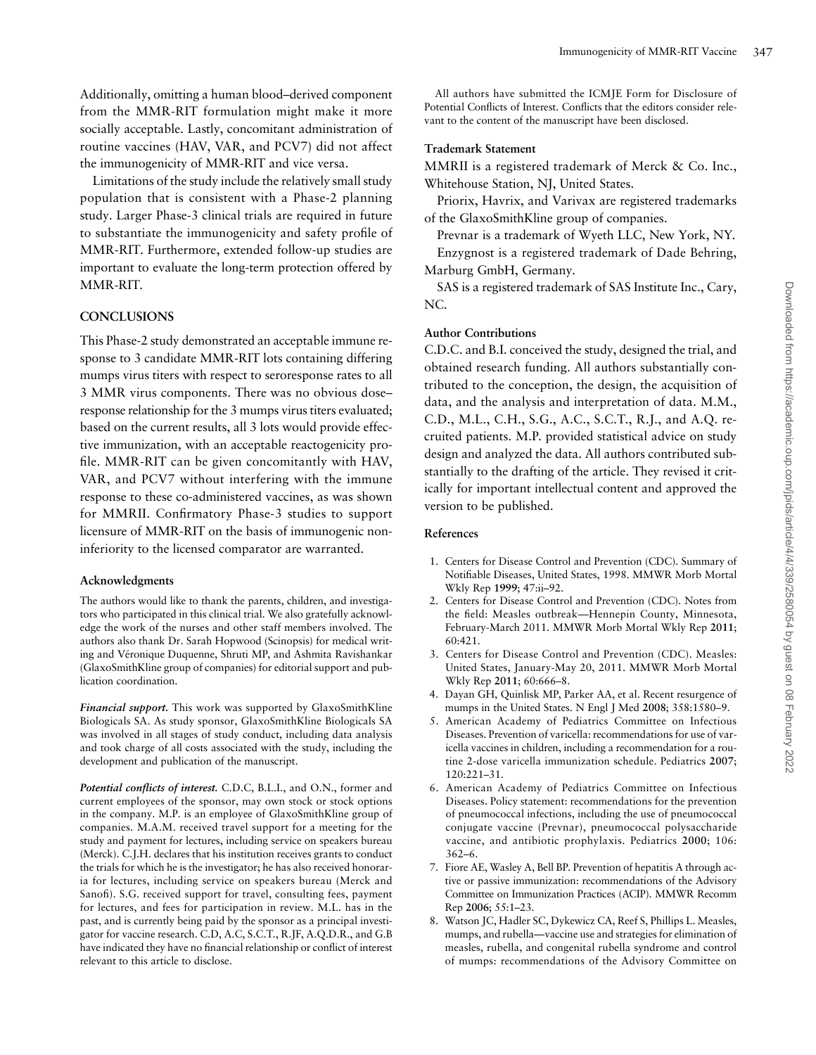Additionally, omitting a human blood–derived component from the MMR-RIT formulation might make it more socially acceptable. Lastly, concomitant administration of routine vaccines (HAV, VAR, and PCV7) did not affect the immunogenicity of MMR-RIT and vice versa.

Limitations of the study include the relatively small study population that is consistent with a Phase-2 planning study. Larger Phase-3 clinical trials are required in future to substantiate the immunogenicity and safety profile of MMR-RIT. Furthermore, extended follow-up studies are important to evaluate the long-term protection offered by MMR-RIT.

## CONCLUSIONS

This Phase-2 study demonstrated an acceptable immune response to 3 candidate MMR-RIT lots containing differing mumps virus titers with respect to seroresponse rates to all 3 MMR virus components. There was no obvious dose–response relationship for the 3 mumps virus titers evaluated; based on the current results, all 3 lots would provide effective immunization, with an acceptable reactogenicity profile. MMR-RIT can be given concomitantly with HAV, VAR, and PCV7 without interfering with the immune response to these co-administered vaccines, as was shown for MMRII. Confirmatory Phase-3 studies to support licensure of MMR-RIT on the basis of immunogenic non-inferiority to the licensed comparator are warranted.

### Acknowledgments

The authors would like to thank the parents, children, and investigators who participated in this clinical trial. We also gratefully acknowledge the work of the nurses and other staff members involved. The authors also thank Dr. Sarah Hopwood (Scinopsis) for medical writing and Véronique Duquenne, Shruti MP, and Ashmita Ravishankar (GlaxoSmithKline group of companies) for editorial support and publication coordination.

***Financial support.*** This work was supported by GlaxoSmithKline Biologicals SA. As study sponsor, GlaxoSmithKline Biologicals SA was involved in all stages of study conduct, including data analysis and took charge of all costs associated with the study, including the development and publication of the manuscript.

***Potential conflicts of interest.*** C.D.C, B.L.I., and O.N., former and current employees of the sponsor, may own stock or stock options in the company. M.P. is an employee of GlaxoSmithKline group of companies. M.A.M. received travel support for a meeting for the study and payment for lectures, including service on speakers bureau (Merck). C.J.H. declares that his institution receives grants to conduct the trials for which he is the investigator; he has also received honoraria for lectures, including service on speakers bureau (Merck and Sanofi). S.G. received support for travel, consulting fees, payment for lectures, and fees for participation in review. M.L. has in the past, and is currently being paid by the sponsor as a principal investigator for vaccine research. C.D, A.C, S.C.T., R.JF, A.Q.D.R., and G.B have indicated they have no financial relationship or conflict of interest relevant to this article to disclose.

All authors have submitted the ICMJE Form for Disclosure of Potential Conflicts of Interest. Conflicts that the editors consider relevant to the content of the manuscript have been disclosed.

### Trademark Statement

MMRII is a registered trademark of Merck & Co. Inc., Whitehouse Station, NJ, United States.

Priorix, Havrix, and Varivax are registered trademarks of the GlaxoSmithKline group of companies.

Prevnar is a trademark of Wyeth LLC, New York, NY.

Enzygnost is a registered trademark of Dade Behring, Marburg GmbH, Germany.

SAS is a registered trademark of SAS Institute Inc., Cary, NC.

### Author Contributions

C.D.C. and B.I. conceived the study, designed the trial, and obtained research funding. All authors substantially contributed to the conception, the design, the acquisition of data, and the analysis and interpretation of data. M.M., C.D., M.L., C.H., S.G., A.C., S.C.T., R.J., and A.Q. recruited patients. M.P. provided statistical advice on study design and analyzed the data. All authors contributed substantially to the drafting of the article. They revised it critically for important intellectual content and approved the version to be published.

### References

1. Centers for Disease Control and Prevention (CDC). Summary of Notifiable Diseases, United States, 1998. MMWR Morb Mortal Wkly Rep **1999**; 47:ii–92.
2. Centers for Disease Control and Prevention (CDC). Notes from the field: Measles outbreak—Hennepin County, Minnesota, February-March 2011. MMWR Morb Mortal Wkly Rep **2011**; 60:421.
3. Centers for Disease Control and Prevention (CDC). Measles: United States, January-May 20, 2011. MMWR Morb Mortal Wkly Rep **2011**; 60:666–8.
4. Dayan GH, Quinlisk MP, Parker AA, et al. Recent resurgence of mumps in the United States. N Engl J Med **2008**; 358:1580–9.
5. American Academy of Pediatrics Committee on Infectious Diseases. Prevention of varicella: recommendations for use of varicella vaccines in children, including a recommendation for a routine 2-dose varicella immunization schedule. Pediatrics **2007**; 120:221–31.
6. American Academy of Pediatrics Committee on Infectious Diseases. Policy statement: recommendations for the prevention of pneumococcal infections, including the use of pneumococcal conjugate vaccine (Prevnar), pneumococcal polysaccharide vaccine, and antibiotic prophylaxis. Pediatrics **2000**; 106: 362–6.
7. Fiore AE, Wasley A, Bell BP. Prevention of hepatitis A through active or passive immunization: recommendations of the Advisory Committee on Immunization Practices (ACIP). MMWR Recomm Rep **2006**; 55:1–23.
8. Watson JC, Hadler SC, Dykewicz CA, Reef S, Phillips L. Measles, mumps, and rubella—vaccine use and strategies for elimination of measles, rubella, and congenital rubella syndrome and control of mumps: recommendations of the Advisory Committee on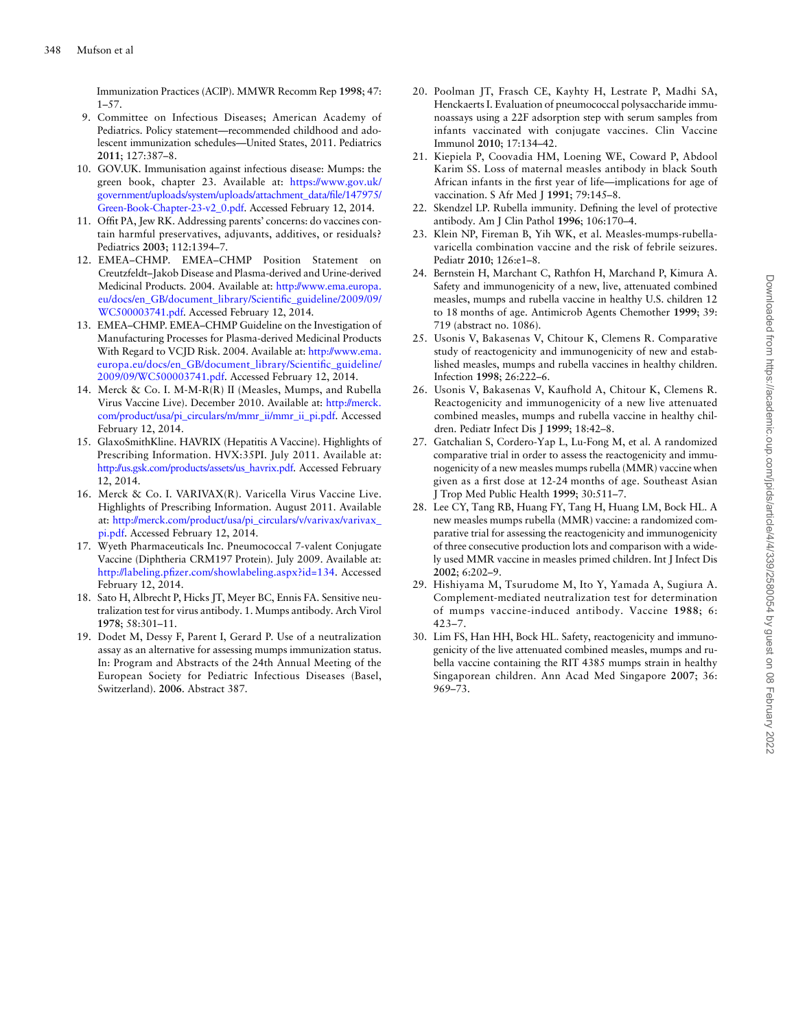Immunization Practices (ACIP). MMWR Recomm Rep **1998**; 47: 1–57.

9. Committee on Infectious Diseases; American Academy of Pediatrics. Policy statement—recommended childhood and adolescent immunization schedules—United States, 2011. Pediatrics **2011**; 127:387–8.
10. GOV.UK. Immunisation against infectious disease: Mumps: the green book, chapter 23. Available at: https://www.gov.uk/government/uploads/system/uploads/attachment_data/file/147975/Green-Book-Chapter-23-v2_0.pdf. Accessed February 12, 2014.
11. Offit PA, Jew RK. Addressing parents' concerns: do vaccines contain harmful preservatives, adjuvants, additives, or residuals? Pediatrics **2003**; 112:1394–7.
12. EMEA–CHMP. EMEA–CHMP Position Statement on Creutzfeldt–Jakob Disease and Plasma-derived and Urine-derived Medicinal Products. 2004. Available at: http://www.ema.europa.eu/docs/en_GB/document_library/Scientific_guideline/2009/09/WC500003741.pdf. Accessed February 12, 2014.
13. EMEA–CHMP. EMEA–CHMP Guideline on the Investigation of Manufacturing Processes for Plasma-derived Medicinal Products With Regard to VCJD Risk. 2004. Available at: http://www.ema.europa.eu/docs/en_GB/document_library/Scientific_guideline/2009/09/WC500003741.pdf. Accessed February 12, 2014.
14. Merck & Co. I. M-M-R(R) II (Measles, Mumps, and Rubella Virus Vaccine Live). December 2010. Available at: http://merck.com/product/usa/pi_circulars/m/mmr_ii/mmr_ii_pi.pdf. Accessed February 12, 2014.
15. GlaxoSmithKline. HAVRIX (Hepatitis A Vaccine). Highlights of Prescribing Information. HVX:35PI. July 2011. Available at: http://us.gsk.com/products/assets/us_havrix.pdf. Accessed February 12, 2014.
16. Merck & Co. I. VARIVAX(R). Varicella Virus Vaccine Live. Highlights of Prescribing Information. August 2011. Available at: http://merck.com/product/usa/pi_circulars/v/varivax/varivax_pi.pdf. Accessed February 12, 2014.
17. Wyeth Pharmaceuticals Inc. Pneumococcal 7-valent Conjugate Vaccine (Diphtheria CRM197 Protein). July 2009. Available at: http://labeling.pfizer.com/showlabeling.aspx?id=134. Accessed February 12, 2014.
18. Sato H, Albrecht P, Hicks JT, Meyer BC, Ennis FA. Sensitive neutralization test for virus antibody. 1. Mumps antibody. Arch Virol **1978**; 58:301–11.
19. Dodet M, Dessy F, Parent I, Gerard P. Use of a neutralization assay as an alternative for assessing mumps immunization status. In: Program and Abstracts of the 24th Annual Meeting of the European Society for Pediatric Infectious Diseases (Basel, Switzerland). **2006**. Abstract 387.
20. Poolman JT, Frasch CE, Kayhty H, Lestrate P, Madhi SA, Henckaerts I. Evaluation of pneumococcal polysaccharide immunoassays using a 22F adsorption step with serum samples from infants vaccinated with conjugate vaccines. Clin Vaccine Immunol **2010**; 17:134–42.
21. Kiepiela P, Coovadia HM, Loening WE, Coward P, Abdool Karim SS. Loss of maternal measles antibody in black South African infants in the first year of life—implications for age of vaccination. S Afr Med J **1991**; 79:145–8.
22. Skendzel LP. Rubella immunity. Defining the level of protective antibody. Am J Clin Pathol **1996**; 106:170–4.
23. Klein NP, Fireman B, Yih WK, et al. Measles-mumps-rubella-varicella combination vaccine and the risk of febrile seizures. Pediatr **2010**; 126:e1–8.
24. Bernstein H, Marchant C, Rathfon H, Marchand P, Kimura A. Safety and immunogenicity of a new, live, attenuated combined measles, mumps and rubella vaccine in healthy U.S. children 12 to 18 months of age. Antimicrob Agents Chemother **1999**; 39: 719 (abstract no. 1086).
25. Usonis V, Bakasenas V, Chitour K, Clemens R. Comparative study of reactogenicity and immunogenicity of new and established measles, mumps and rubella vaccines in healthy children. Infection **1998**; 26:222–6.
26. Usonis V, Bakasenas V, Kaufhold A, Chitour K, Clemens R. Reactogenicity and immunogenicity of a new live attenuated combined measles, mumps and rubella vaccine in healthy children. Pediatr Infect Dis J **1999**; 18:42–8.
27. Gatchalian S, Cordero-Yap L, Lu-Fong M, et al. A randomized comparative trial in order to assess the reactogenicity and immunogenicity of a new measles mumps rubella (MMR) vaccine when given as a first dose at 12-24 months of age. Southeast Asian J Trop Med Public Health **1999**; 30:511–7.
28. Lee CY, Tang RB, Huang FY, Tang H, Huang LM, Bock HL. A new measles mumps rubella (MMR) vaccine: a randomized comparative trial for assessing the reactogenicity and immunogenicity of three consecutive production lots and comparison with a widely used MMR vaccine in measles primed children. Int J Infect Dis **2002**; 6:202–9.
29. Hishiyama M, Tsurudome M, Ito Y, Yamada A, Sugiura A. Complement-mediated neutralization test for determination of mumps vaccine-induced antibody. Vaccine **1988**; 6: 423–7.
30. Lim FS, Han HH, Bock HL. Safety, reactogenicity and immunogenicity of the live attenuated combined measles, mumps and rubella vaccine containing the RIT 4385 mumps strain in healthy Singaporean children. Ann Acad Med Singapore **2007**; 36: 969–73.